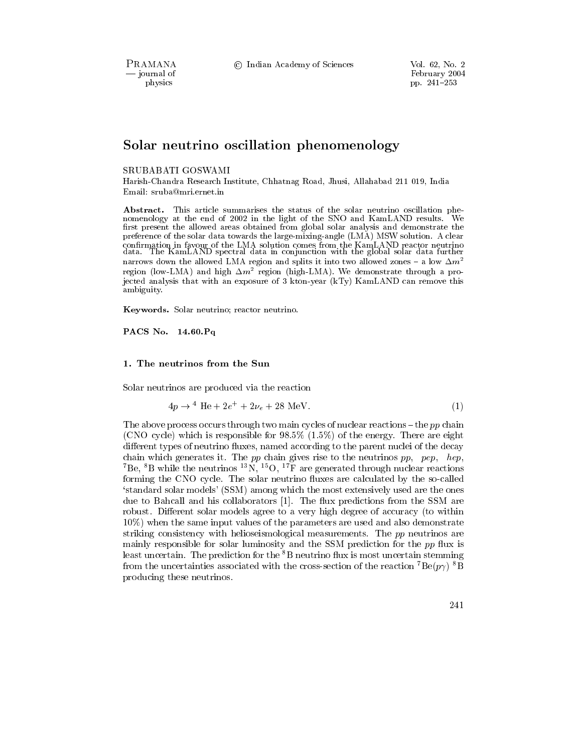# Solar neutrino oscillation phenomenology

SRUBABATI GOSWAMI

Harish-Chandra Research Institute, Chhatnag Road, Jhusi, Allahabad 211 019, India
Email: sruba@mri.ernet.in

**Abstract.** This article summarises the status of the solar neutrino oscillation phenomenology at the end of 2002 in the light of the SNO and KamLAND results. We first present the allowed areas obtained from global solar analysis and demonstrate the preference of the solar data towards the large-mixing-angle (LMA) MSW solution. A clear confirmation in favour of the LMA solution comes from the KamLAND reactor neutrino data. The KamLAND spectral data in conjunction with the global solar data further narrows down the allowed LMA region and splits it into two allowed zones – a low $\Delta m^2$ region (low-LMA) and high $\Delta m^2$ region (high-LMA). We demonstrate through a projected analysis that with an exposure of 3 kton-year (kTy) KamLAND can remove this ambiguity.

**Keywords.** Solar neutrino; reactor neutrino.

**PACS No.** 14.60.Pq

## 1. The neutrinos from the Sun

Solar neutrinos are produced via the reaction

$$4p \rightarrow {}^4\text{He} + 2e^+ + 2\nu_e + 28 \text{ MeV}. \tag{1}$$

The above process occurs through two main cycles of nuclear reactions – the *pp* chain (CNO cycle) which is responsible for 98.5% (1.5%) of the energy. There are eight different types of neutrino fluxes, named according to the parent nuclei of the decay chain which generates it. The *pp* chain gives rise to the neutrinos *pp*, *pep*, *hep*, ${}^7$Be, ${}^8$B while the neutrinos ${}^{13}$N, ${}^{15}$O, ${}^{17}$F are generated through nuclear reactions forming the CNO cycle. The solar neutrino fluxes are calculated by the so-called 'standard solar models' (SSM) among which the most extensively used are the ones due to Bahcall and his collaborators [1]. The flux predictions from the SSM are robust. Different solar models agree to a very high degree of accuracy (to within 10%) when the same input values of the parameters are used and also demonstrate striking consistency with helioseismological measurements. The *pp* neutrinos are mainly responsible for solar luminosity and the SSM prediction for the *pp* flux is least uncertain. The prediction for the ${}^8$B neutrino flux is most uncertain stemming from the uncertainties associated with the cross-section of the reaction ${}^7\text{Be}(p\gamma)\,{}^8\text{B}$ producing these neutrinos.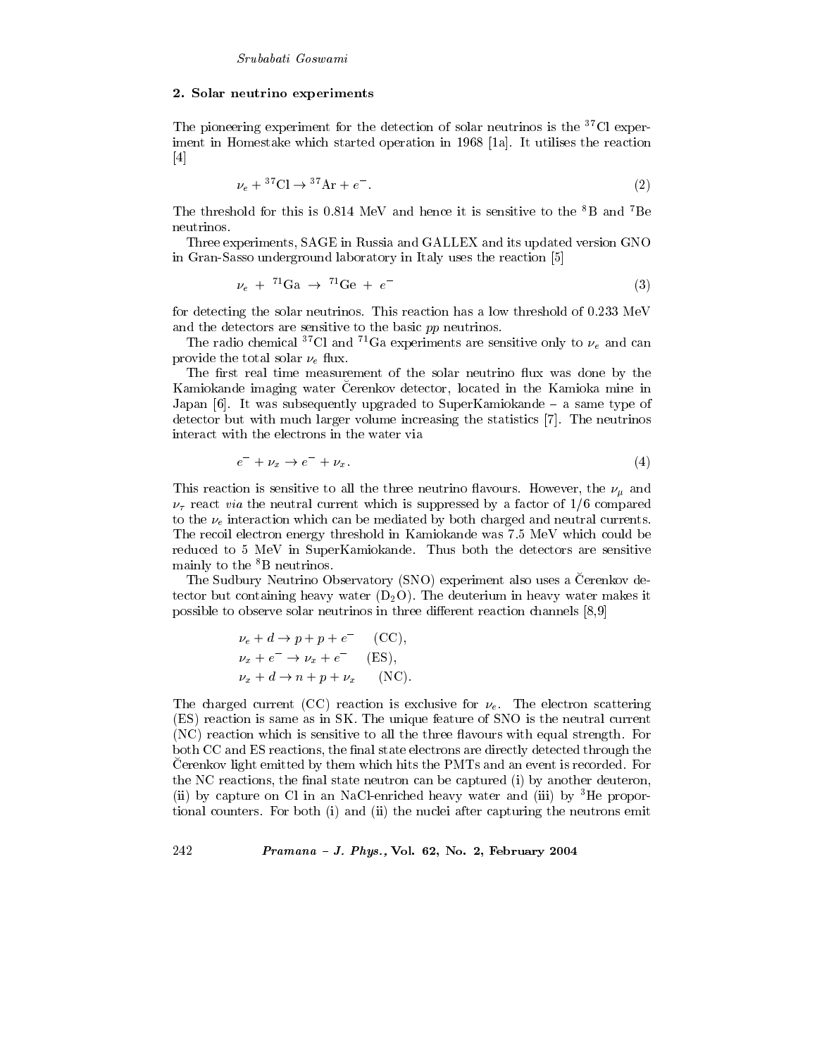## 2. Solar neutrino experiments

The pioneering experiment for the detection of solar neutrinos is the $^{37}$Cl experiment in Homestake which started operation in 1968 [1a]. It utilises the reaction [4]

$$\nu_e + {}^{37}\mathrm{Cl} \to {}^{37}\mathrm{Ar} + e^-. \tag{2}$$

The threshold for this is 0.814 MeV and hence it is sensitive to the $^{8}$B and $^{7}$Be neutrinos.

Three experiments, SAGE in Russia and GALLEX and its updated version GNO in Gran-Sasso underground laboratory in Italy uses the reaction [5]

$$\nu_e \ + \ {}^{71}\mathrm{Ga} \ \to \ {}^{71}\mathrm{Ge} \ + \ e^- \tag{3}$$

for detecting the solar neutrinos. This reaction has a low threshold of 0.233 MeV and the detectors are sensitive to the basic *pp* neutrinos.

The radio chemical $^{37}$Cl and $^{71}$Ga experiments are sensitive only to $\nu_e$ and can provide the total solar $\nu_e$ flux.

The first real time measurement of the solar neutrino flux was done by the Kamiokande imaging water Čerenkov detector, located in the Kamioka mine in Japan [6]. It was subsequently upgraded to SuperKamiokande – a same type of detector but with much larger volume increasing the statistics [7]. The neutrinos interact with the electrons in the water via

$$e^- + \nu_x \to e^- + \nu_x. \tag{4}$$

This reaction is sensitive to all the three neutrino flavours. However, the $\nu_\mu$ and $\nu_\tau$ react *via* the neutral current which is suppressed by a factor of 1/6 compared to the $\nu_e$ interaction which can be mediated by both charged and neutral currents. The recoil electron energy threshold in Kamiokande was 7.5 MeV which could be reduced to 5 MeV in SuperKamiokande. Thus both the detectors are sensitive mainly to the $^{8}$B neutrinos.

The Sudbury Neutrino Observatory (SNO) experiment also uses a Čerenkov detector but containing heavy water ($D_2O$). The deuterium in heavy water makes it possible to observe solar neutrinos in three different reaction channels [8,9]

$$\begin{aligned}
&\nu_e + d \to p + p + e^- \qquad (\mathrm{CC}),\\
&\nu_x + e^- \to \nu_x + e^- \qquad (\mathrm{ES}),\\
&\nu_x + d \to n + p + \nu_x \qquad (\mathrm{NC}).
\end{aligned}$$

The charged current (CC) reaction is exclusive for $\nu_e$. The electron scattering (ES) reaction is same as in SK. The unique feature of SNO is the neutral current (NC) reaction which is sensitive to all the three flavours with equal strength. For both CC and ES reactions, the final state electrons are directly detected through the Čerenkov light emitted by them which hits the PMTs and an event is recorded. For the NC reactions, the final state neutron can be captured (i) by another deuteron, (ii) by capture on Cl in an NaCl-enriched heavy water and (iii) by $^{3}$He proportional counters. For both (i) and (ii) the nuclei after capturing the neutrons emit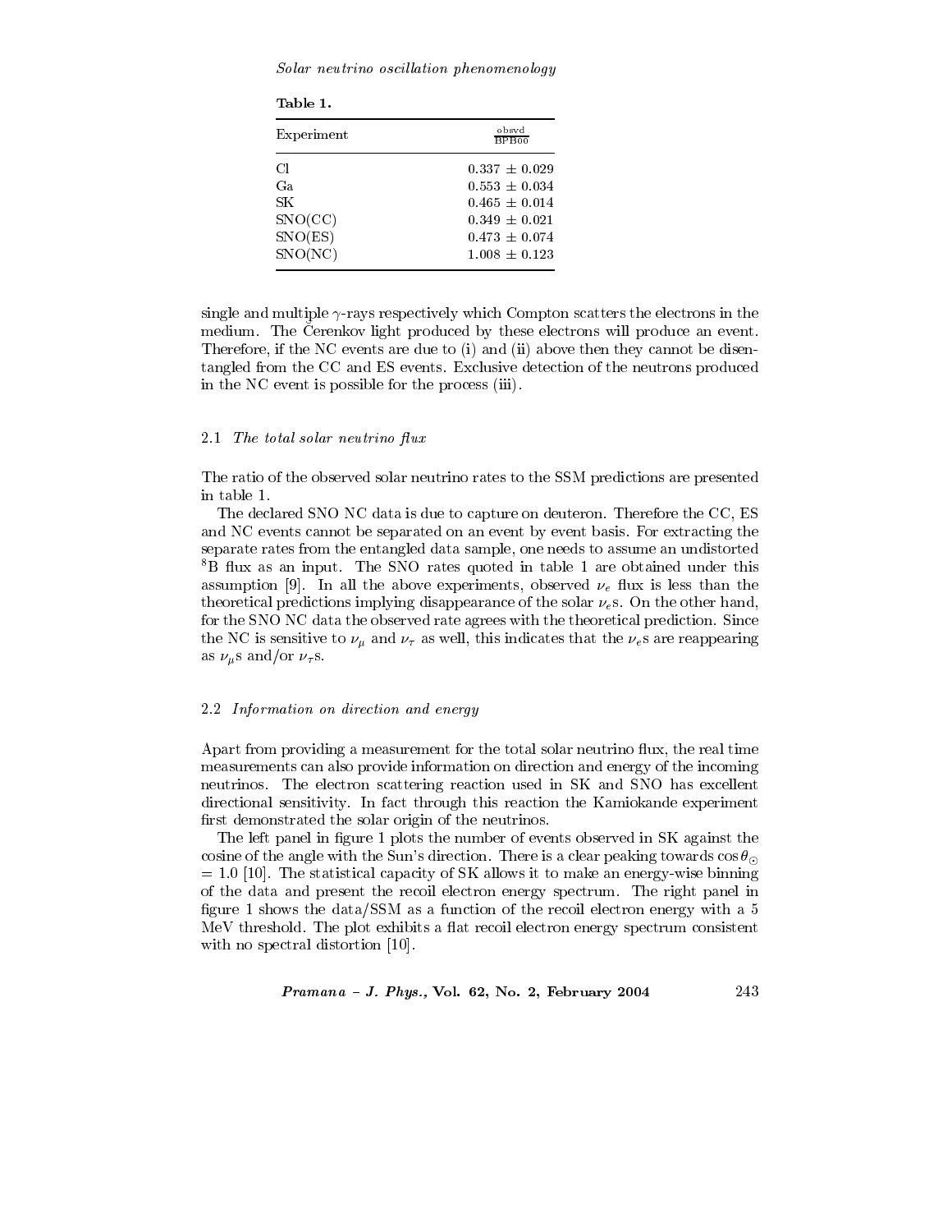Table 1.

| Experiment | $\frac{\text{obsvd}}{\text{BPB00}}$ |
|---|---|
| Cl | $0.337 \pm 0.029$ |
| Ga | $0.553 \pm 0.034$ |
| SK | $0.465 \pm 0.014$ |
| SNO(CC) | $0.349 \pm 0.021$ |
| SNO(ES) | $0.473 \pm 0.074$ |
| SNO(NC) | $1.008 \pm 0.123$ |

single and multiple $\gamma$-rays respectively which Compton scatters the electrons in the medium. The Čerenkov light produced by these electrons will produce an event. Therefore, if the NC events are due to (i) and (ii) above then they cannot be disentangled from the CC and ES events. Exclusive detection of the neutrons produced in the NC event is possible for the process (iii).

### 2.1 *The total solar neutrino flux*

The ratio of the observed solar neutrino rates to the SSM predictions are presented in table 1.

The declared SNO NC data is due to capture on deuteron. Therefore the CC, ES and NC events cannot be separated on an event by event basis. For extracting the separate rates from the entangled data sample, one needs to assume an undistorted $^8$B flux as an input. The SNO rates quoted in table 1 are obtained under this assumption [9]. In all the above experiments, observed $\nu_e$ flux is less than the theoretical predictions implying disappearance of the solar $\nu_e$s. On the other hand, for the SNO NC data the observed rate agrees with the theoretical prediction. Since the NC is sensitive to $\nu_\mu$ and $\nu_\tau$ as well, this indicates that the $\nu_e$s are reappearing as $\nu_\mu$s and/or $\nu_\tau$s.

### 2.2 *Information on direction and energy*

Apart from providing a measurement for the total solar neutrino flux, the real time measurements can also provide information on direction and energy of the incoming neutrinos. The electron scattering reaction used in SK and SNO has excellent directional sensitivity. In fact through this reaction the Kamiokande experiment first demonstrated the solar origin of the neutrinos.

The left panel in figure 1 plots the number of events observed in SK against the cosine of the angle with the Sun's direction. There is a clear peaking towards $\cos\theta_\odot = 1.0$ [10]. The statistical capacity of SK allows it to make an energy-wise binning of the data and present the recoil electron energy spectrum. The right panel in figure 1 shows the data/SSM as a function of the recoil electron energy with a 5 MeV threshold. The plot exhibits a flat recoil electron energy spectrum consistent with no spectral distortion [10].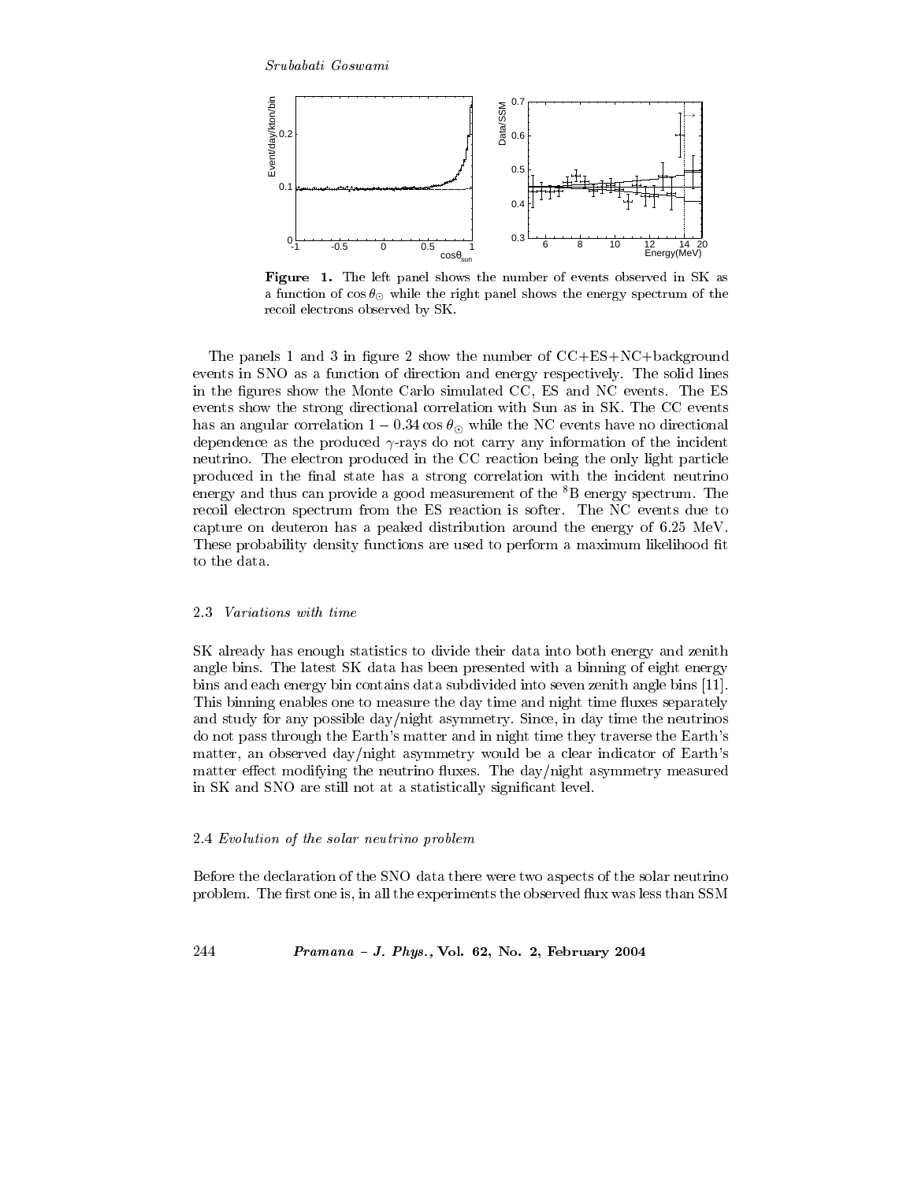**Figure 1.** The left panel shows the number of events observed in SK as a function of $\cos\theta_{\odot}$ while the right panel shows the energy spectrum of the recoil electrons observed by SK.

The panels 1 and 3 in figure 2 show the number of CC+ES+NC+background events in SNO as a function of direction and energy respectively. The solid lines in the figures show the Monte Carlo simulated CC, ES and NC events. The ES events show the strong directional correlation with Sun as in SK. The CC events has an angular correlation $1 - 0.34 \cos\theta_{\odot}$ while the NC events have no directional dependence as the produced $\gamma$-rays do not carry any information of the incident neutrino. The electron produced in the CC reaction being the only light particle produced in the final state has a strong correlation with the incident neutrino energy and thus can provide a good measurement of the $^{8}$B energy spectrum. The recoil electron spectrum from the ES reaction is softer. The NC events due to capture on deuteron has a peaked distribution around the energy of 6.25 MeV. These probability density functions are used to perform a maximum likelihood fit to the data.

### 2.3 *Variations with time*

SK already has enough statistics to divide their data into both energy and zenith angle bins. The latest SK data has been presented with a binning of eight energy bins and each energy bin contains data subdivided into seven zenith angle bins [11]. This binning enables one to measure the day time and night time fluxes separately and study for any possible day/night asymmetry. Since, in day time the neutrinos do not pass through the Earth's matter and in night time they traverse the Earth's matter, an observed day/night asymmetry would be a clear indicator of Earth's matter effect modifying the neutrino fluxes. The day/night asymmetry measured in SK and SNO are still not at a statistically significant level.

### 2.4 *Evolution of the solar neutrino problem*

Before the declaration of the SNO data there were two aspects of the solar neutrino problem. The first one is, in all the experiments the observed flux was less than SSM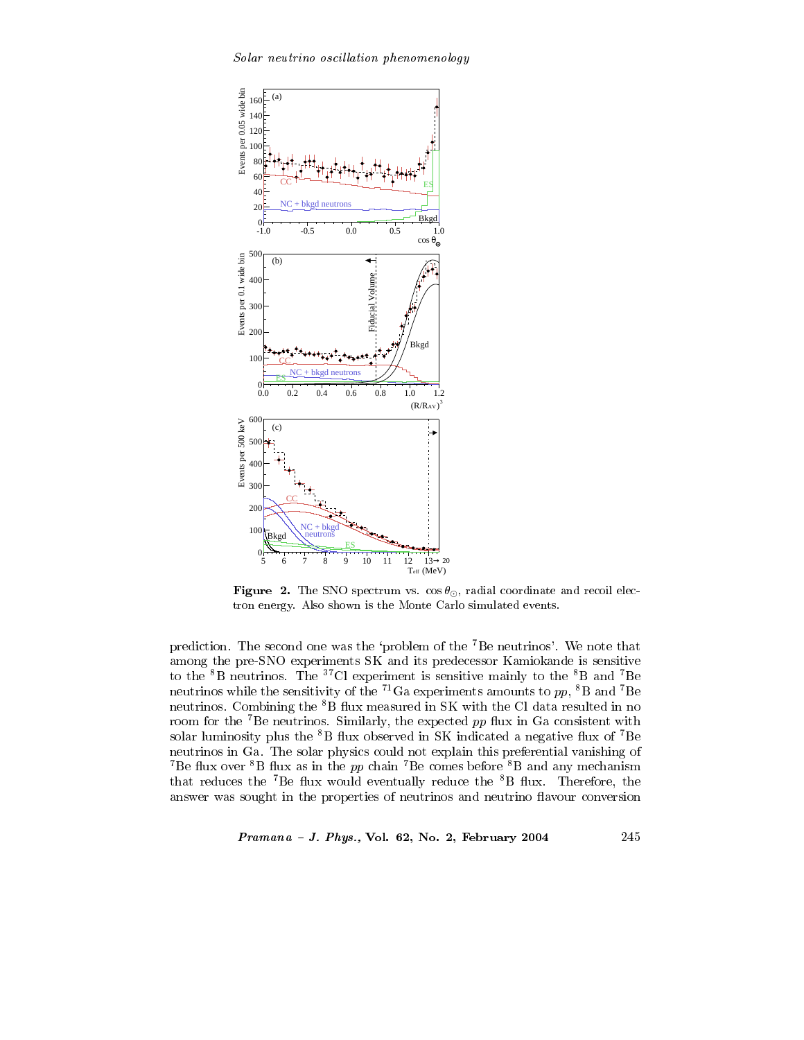**Figure 2.** The SNO spectrum vs. $\cos\theta_{\odot}$, radial coordinate and recoil electron energy. Also shown is the Monte Carlo simulated events.

prediction. The second one was the 'problem of the $^{7}$Be neutrinos'. We note that among the pre-SNO experiments SK and its predecessor Kamiokande is sensitive to the $^{8}$B neutrinos. The $^{37}$Cl experiment is sensitive mainly to the $^{8}$B and $^{7}$Be neutrinos while the sensitivity of the $^{71}$Ga experiments amounts to *pp*, $^{8}$B and $^{7}$Be neutrinos. Combining the $^{8}$B flux measured in SK with the Cl data resulted in no room for the $^{7}$Be neutrinos. Similarly, the expected *pp* flux in Ga consistent with solar luminosity plus the $^{8}$B flux observed in SK indicated a negative flux of $^{7}$Be neutrinos in Ga. The solar physics could not explain this preferential vanishing of $^{7}$Be flux over $^{8}$B flux as in the *pp* chain $^{7}$Be comes before $^{8}$B and any mechanism that reduces the $^{7}$Be flux would eventually reduce the $^{8}$B flux. Therefore, the answer was sought in the properties of neutrinos and neutrino flavour conversion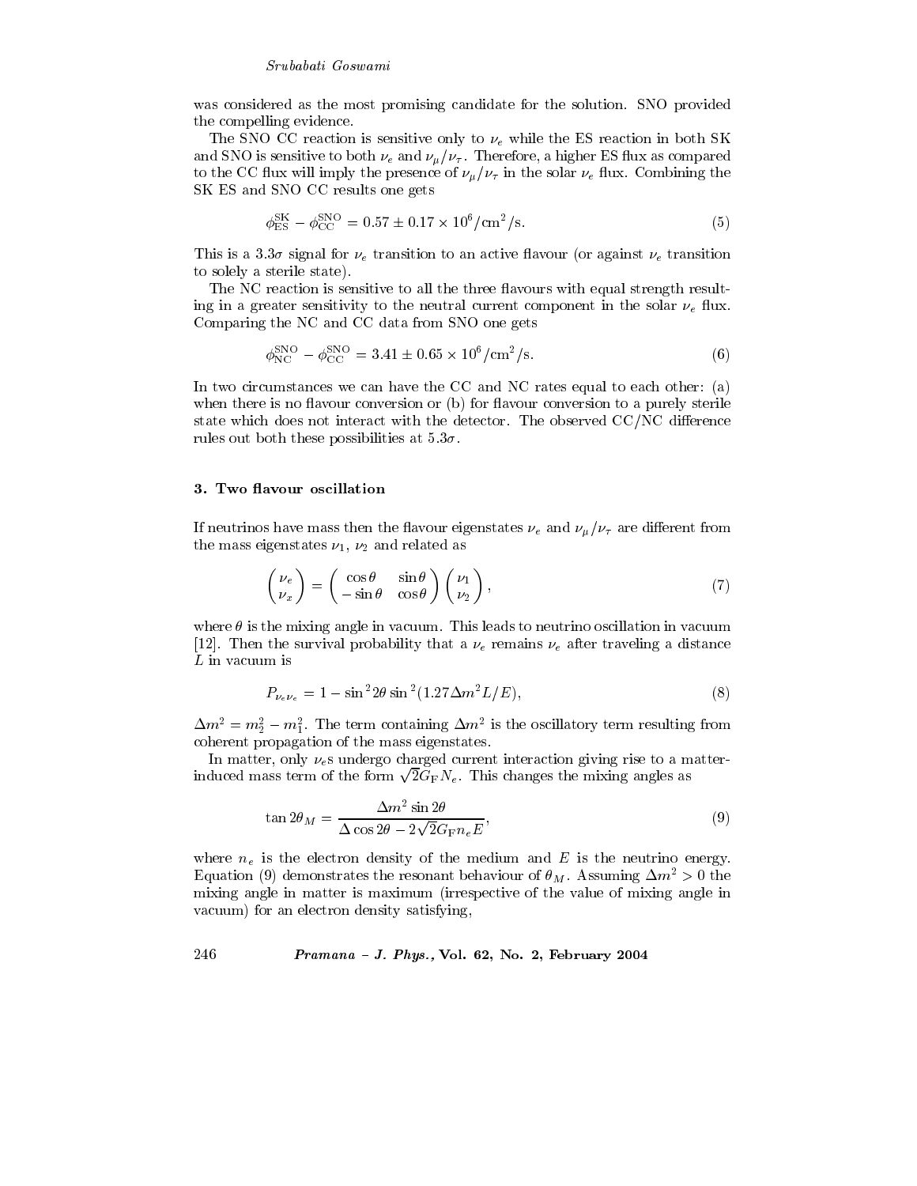was considered as the most promising candidate for the solution. SNO provided the compelling evidence.

The SNO CC reaction is sensitive only to $\nu_e$ while the ES reaction in both SK and SNO is sensitive to both $\nu_e$ and $\nu_\mu/\nu_\tau$. Therefore, a higher ES flux as compared to the CC flux will imply the presence of $\nu_\mu/\nu_\tau$ in the solar $\nu_e$ flux. Combining the SK ES and SNO CC results one gets

$$\phi_{\rm ES}^{\rm SK} - \phi_{\rm CC}^{\rm SNO} = 0.57 \pm 0.17 \times 10^6/{\rm cm}^2/{\rm s}. \tag{5}$$

This is a $3.3\sigma$ signal for $\nu_e$ transition to an active flavour (or against $\nu_e$ transition to solely a sterile state).

The NC reaction is sensitive to all the three flavours with equal strength resulting in a greater sensitivity to the neutral current component in the solar $\nu_e$ flux. Comparing the NC and CC data from SNO one gets

$$\phi_{\rm NC}^{\rm SNO} - \phi_{\rm CC}^{\rm SNO} = 3.41 \pm 0.65 \times 10^6/{\rm cm}^2/{\rm s}. \tag{6}$$

In two circumstances we can have the CC and NC rates equal to each other: (a) when there is no flavour conversion or (b) for flavour conversion to a purely sterile state which does not interact with the detector. The observed CC/NC difference rules out both these possibilities at $5.3\sigma$.

### 3. Two flavour oscillation

If neutrinos have mass then the flavour eigenstates $\nu_e$ and $\nu_\mu/\nu_\tau$ are different from the mass eigenstates $\nu_1$, $\nu_2$ and related as

$$\begin{pmatrix} \nu_e \\ \nu_x \end{pmatrix} = \begin{pmatrix} \cos\theta & \sin\theta \\ -\sin\theta & \cos\theta \end{pmatrix} \begin{pmatrix} \nu_1 \\ \nu_2 \end{pmatrix}, \tag{7}$$

where $\theta$ is the mixing angle in vacuum. This leads to neutrino oscillation in vacuum [12]. Then the survival probability that a $\nu_e$ remains $\nu_e$ after traveling a distance $L$ in vacuum is

$$P_{\nu_e\nu_e} = 1 - \sin^2 2\theta \sin^2(1.27\Delta m^2 L/E), \tag{8}$$

$\Delta m^2 = m_2^2 - m_1^2$. The term containing $\Delta m^2$ is the oscillatory term resulting from coherent propagation of the mass eigenstates.

In matter, only $\nu_e$s undergo charged current interaction giving rise to a matter-induced mass term of the form $\sqrt{2}G_{\rm F}N_e$. This changes the mixing angles as

$$\tan 2\theta_M = \frac{\Delta m^2 \sin 2\theta}{\Delta \cos 2\theta - 2\sqrt{2}G_{\rm F}n_e E}, \tag{9}$$

where $n_e$ is the electron density of the medium and $E$ is the neutrino energy. Equation (9) demonstrates the resonant behaviour of $\theta_M$. Assuming $\Delta m^2 > 0$ the mixing angle in matter is maximum (irrespective of the value of mixing angle in vacuum) for an electron density satisfying,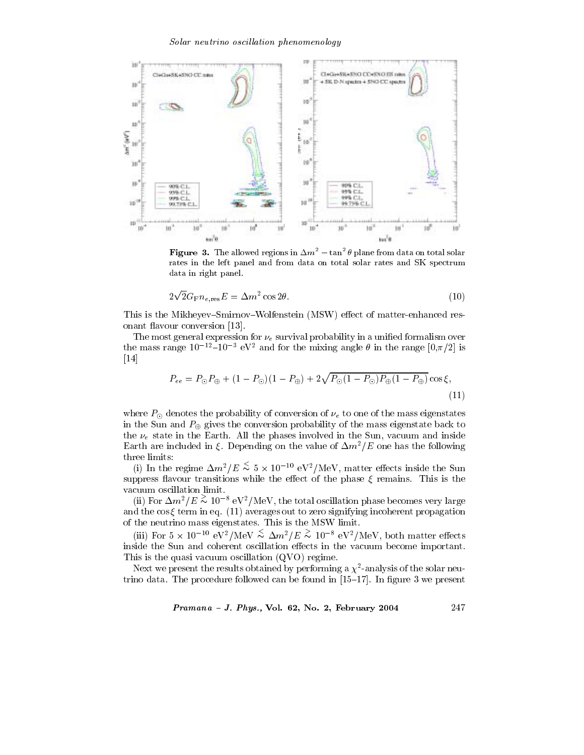**Figure 3.** The allowed regions in $\Delta m^2 - \tan^2\theta$ plane from data on total solar rates in the left panel and from data on total solar rates and SK spectrum data in right panel.

$$2\sqrt{2}G_{\mathrm{F}}n_{e,\mathrm{res}}E = \Delta m^2 \cos 2\theta. \tag{10}$$

This is the Mikheyev–Smirnov–Wolfenstein (MSW) effect of matter-enhanced resonant flavour conversion [13].

The most general expression for $\nu_e$ survival probability in a unified formalism over the mass range $10^{-12}$–$10^{-3}$ eV$^2$ and for the mixing angle $\theta$ in the range $[0,\pi/2]$ is [14]

$$P_{ee} = P_{\odot}P_{\oplus} + (1 - P_{\odot})(1 - P_{\oplus}) + 2\sqrt{P_{\odot}(1 - P_{\odot})P_{\oplus}(1 - P_{\oplus})}\cos\xi, \tag{11}$$

where $P_{\odot}$ denotes the probability of conversion of $\nu_e$ to one of the mass eigenstates in the Sun and $P_{\oplus}$ gives the conversion probability of the mass eigenstate back to the $\nu_e$ state in the Earth. All the phases involved in the Sun, vacuum and inside Earth are included in $\xi$. Depending on the value of $\Delta m^2/E$ one has the following three limits:

(i) In the regime $\Delta m^2/E \lesssim 5 \times 10^{-10}$ eV$^2$/MeV, matter effects inside the Sun suppress flavour transitions while the effect of the phase $\xi$ remains. This is the vacuum oscillation limit.

(ii) For $\Delta m^2/E \gtrsim 10^{-8}$ eV$^2$/MeV, the total oscillation phase becomes very large and the $\cos\xi$ term in eq. (11) averages out to zero signifying incoherent propagation of the neutrino mass eigenstates. This is the MSW limit.

(iii) For $5 \times 10^{-10}$ eV$^2$/MeV $\lesssim \Delta m^2/E \lesssim 10^{-8}$ eV$^2$/MeV, both matter effects inside the Sun and coherent oscillation effects in the vacuum become important. This is the quasi vacuum oscillation (QVO) regime.

Next we present the results obtained by performing a $\chi^2$-analysis of the solar neutrino data. The procedure followed can be found in [15–17]. In figure 3 we present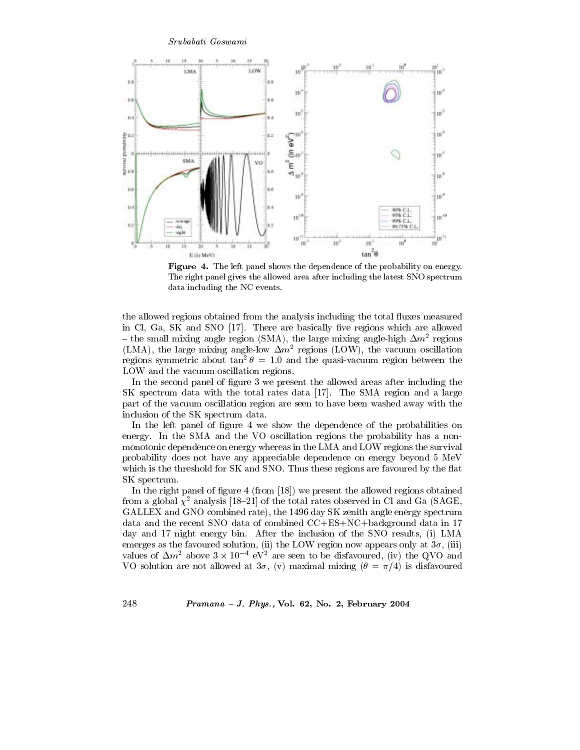**Figure 4.** The left panel shows the dependence of the probability on energy. The right panel gives the allowed area after including the latest SNO spectrum data including the NC events.

the allowed regions obtained from the analysis including the total fluxes measured in Cl, Ga, SK and SNO [17]. There are basically five regions which are allowed – the small mixing angle region (SMA), the large mixing angle-high $\Delta m^2$ regions (LMA), the large mixing angle-low $\Delta m^2$ regions (LOW), the vacuum oscillation regions symmetric about $\tan^2\theta = 1.0$ and the quasi-vacuum region between the LOW and the vacuum oscillation regions.

In the second panel of figure 3 we present the allowed areas after including the SK spectrum data with the total rates data [17]. The SMA region and a large part of the vacuum oscillation region are seen to have been washed away with the inclusion of the SK spectrum data.

In the left panel of figure 4 we show the dependence of the probabilities on energy. In the SMA and the VO oscillation regions the probability has a non-monotonic dependence on energy whereas in the LMA and LOW regions the survival probability does not have any appreciable dependence on energy beyond 5 MeV which is the threshold for SK and SNO. Thus these regions are favoured by the flat SK spectrum.

In the right panel of figure 4 (from [18]) we present the allowed regions obtained from a global $\chi^2$ analysis [18–21] of the total rates observed in Cl and Ga (SAGE, GALLEX and GNO combined rate), the 1496 day SK zenith angle energy spectrum data and the recent SNO data of combined CC+ES+NC+background data in 17 day and 17 night energy bin. After the inclusion of the SNO results, (i) LMA emerges as the favoured solution, (ii) the LOW region now appears only at $3\sigma$, (iii) values of $\Delta m^2$ above $3 \times 10^{-4}$ eV$^2$ are seen to be disfavoured, (iv) the QVO and VO solution are not allowed at $3\sigma$, (v) maximal mixing ($\theta = \pi/4$) is disfavoured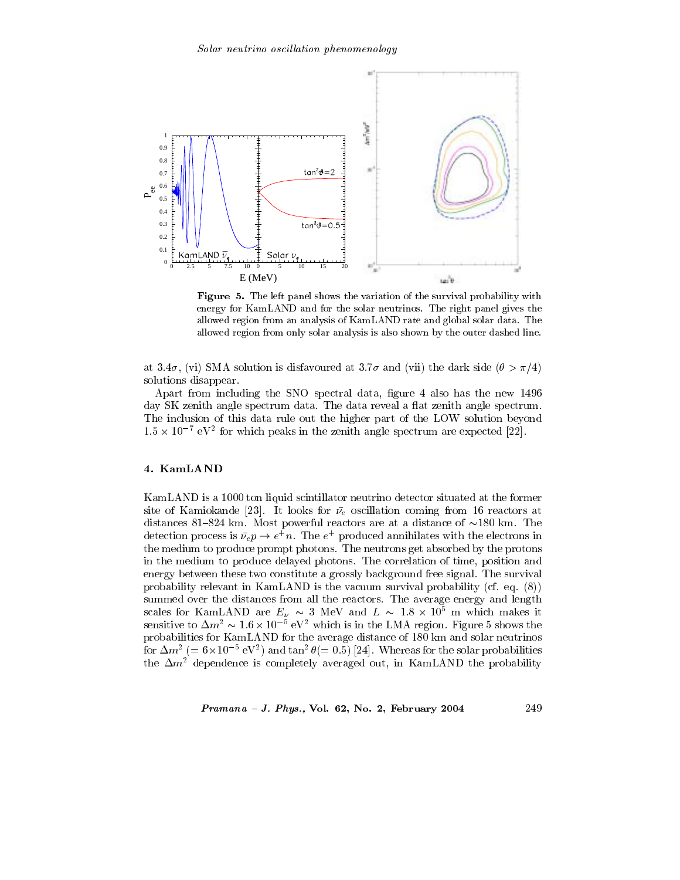Figure 5. The left panel shows the variation of the survival probability with energy for KamLAND and for the solar neutrinos. The right panel gives the allowed region from an analysis of KamLAND rate and global solar data. The allowed region from only solar analysis is also shown by the outer dashed line.

at $3.4\sigma$, (vi) SMA solution is disfavoured at $3.7\sigma$ and (vii) the dark side ($\theta > \pi/4$) solutions disappear.

Apart from including the SNO spectral data, figure 4 also has the new 1496 day SK zenith angle spectrum data. The data reveal a flat zenith angle spectrum. The inclusion of this data rule out the higher part of the LOW solution beyond $1.5 \times 10^{-7}$ eV$^2$ for which peaks in the zenith angle spectrum are expected [22].

## 4. KamLAND

KamLAND is a 1000 ton liquid scintillator neutrino detector situated at the former site of Kamiokande [23]. It looks for $\bar{\nu}_e$ oscillation coming from 16 reactors at distances 81–824 km. Most powerful reactors are at a distance of ∼180 km. The detection process is $\bar{\nu}_e p \rightarrow e^+ n$. The $e^+$ produced annihilates with the electrons in the medium to produce prompt photons. The neutrons get absorbed by the protons in the medium to produce delayed photons. The correlation of time, position and energy between these two constitute a grossly background free signal. The survival probability relevant in KamLAND is the vacuum survival probability (cf. eq. (8)) summed over the distances from all the reactors. The average energy and length scales for KamLAND are $E_\nu \sim 3$ MeV and $L \sim 1.8 \times 10^5$ m which makes it sensitive to $\Delta m^2 \sim 1.6 \times 10^{-5}$ eV$^2$ which is in the LMA region. Figure 5 shows the probabilities for KamLAND for the average distance of 180 km and solar neutrinos for $\Delta m^2$ ($= 6 \times 10^{-5}$ eV$^2$) and $\tan^2\theta (= 0.5)$ [24]. Whereas for the solar probabilities the $\Delta m^2$ dependence is completely averaged out, in KamLAND the probability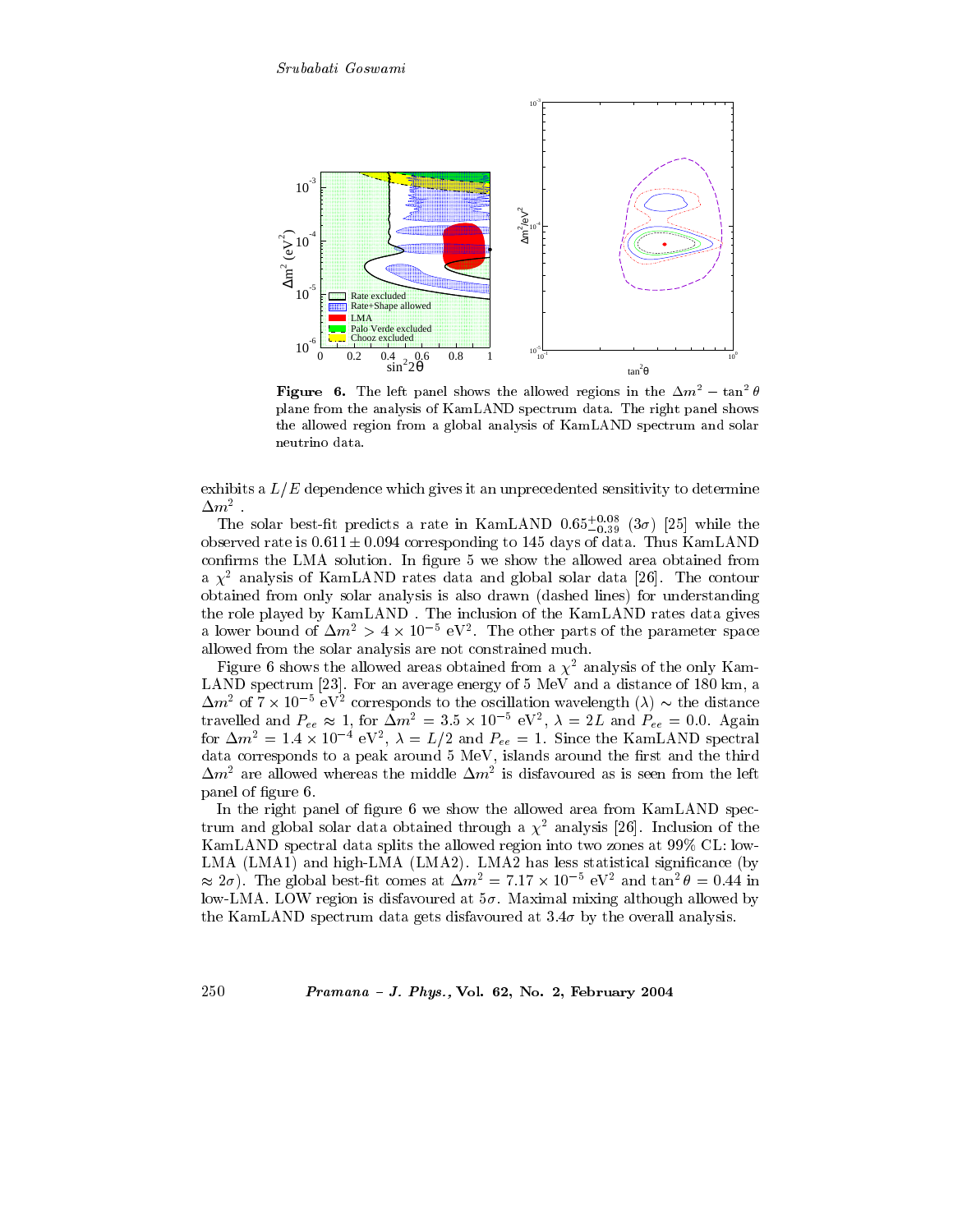**Figure 6.** The left panel shows the allowed regions in the $\Delta m^2 - \tan^2\theta$ plane from the analysis of KamLAND spectrum data. The right panel shows the allowed region from a global analysis of KamLAND spectrum and solar neutrino data.

exhibits a $L/E$ dependence which gives it an unprecedented sensitivity to determine $\Delta m^2$ .

The solar best-fit predicts a rate in KamLAND $0.65^{+0.08}_{-0.39}$ ($3\sigma$) [25] while the observed rate is $0.611 \pm 0.094$ corresponding to 145 days of data. Thus KamLAND confirms the LMA solution. In figure 5 we show the allowed area obtained from a $\chi^2$ analysis of KamLAND rates data and global solar data [26]. The contour obtained from only solar analysis is also drawn (dashed lines) for understanding the role played by KamLAND . The inclusion of the KamLAND rates data gives a lower bound of $\Delta m^2 > 4 \times 10^{-5}$ eV$^2$. The other parts of the parameter space allowed from the solar analysis are not constrained much.

Figure 6 shows the allowed areas obtained from a $\chi^2$ analysis of the only KamLAND spectrum [23]. For an average energy of 5 MeV and a distance of 180 km, a $\Delta m^2$ of $7 \times 10^{-5}$ eV$^2$ corresponds to the oscillation wavelength ($\lambda$) $\sim$ the distance travelled and $P_{ee} \approx 1$, for $\Delta m^2 = 3.5 \times 10^{-5}$ eV$^2$, $\lambda = 2L$ and $P_{ee} = 0.0$. Again for $\Delta m^2 = 1.4 \times 10^{-4}$ eV$^2$, $\lambda = L/2$ and $P_{ee} = 1$. Since the KamLAND spectral data corresponds to a peak around 5 MeV, islands around the first and the third $\Delta m^2$ are allowed whereas the middle $\Delta m^2$ is disfavoured as is seen from the left panel of figure 6.

In the right panel of figure 6 we show the allowed area from KamLAND spectrum and global solar data obtained through a $\chi^2$ analysis [26]. Inclusion of the KamLAND spectral data splits the allowed region into two zones at 99% CL: low-LMA (LMA1) and high-LMA (LMA2). LMA2 has less statistical significance (by $\approx 2\sigma$). The global best-fit comes at $\Delta m^2 = 7.17 \times 10^{-5}$ eV$^2$ and $\tan^2\theta = 0.44$ in low-LMA. LOW region is disfavoured at $5\sigma$. Maximal mixing although allowed by the KamLAND spectrum data gets disfavoured at $3.4\sigma$ by the overall analysis.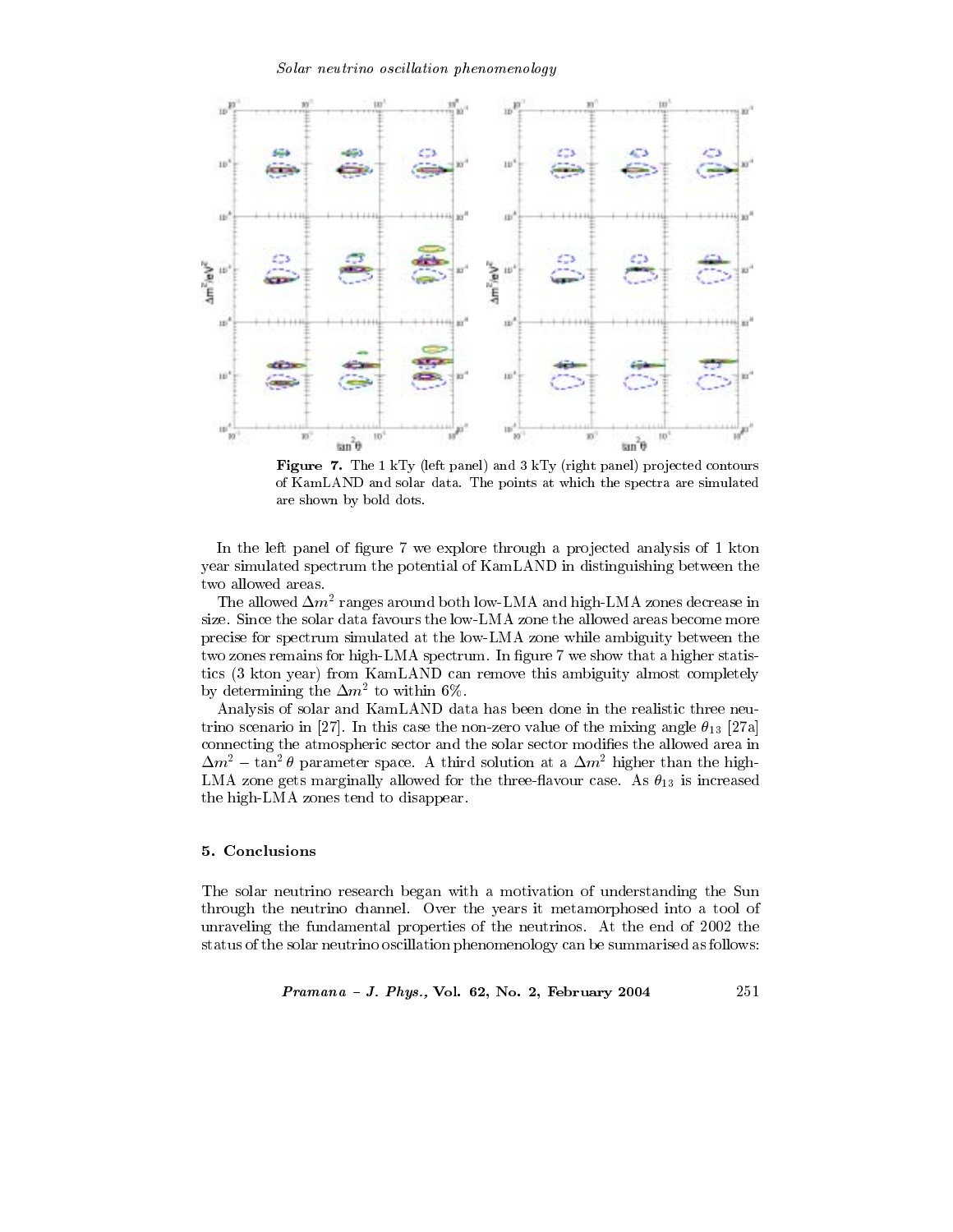**Figure 7.** The 1 kTy (left panel) and 3 kTy (right panel) projected contours of KamLAND and solar data. The points at which the spectra are simulated are shown by bold dots.

In the left panel of figure 7 we explore through a projected analysis of 1 kton year simulated spectrum the potential of KamLAND in distinguishing between the two allowed areas.

The allowed $\Delta m^2$ ranges around both low-LMA and high-LMA zones decrease in size. Since the solar data favours the low-LMA zone the allowed areas become more precise for spectrum simulated at the low-LMA zone while ambiguity between the two zones remains for high-LMA spectrum. In figure 7 we show that a higher statistics (3 kton year) from KamLAND can remove this ambiguity almost completely by determining the $\Delta m^2$ to within 6%.

Analysis of solar and KamLAND data has been done in the realistic three neutrino scenario in [27]. In this case the non-zero value of the mixing angle $\theta_{13}$ [27a] connecting the atmospheric sector and the solar sector modifies the allowed area in $\Delta m^2 - \tan^2\theta$ parameter space. A third solution at a $\Delta m^2$ higher than the high-LMA zone gets marginally allowed for the three-flavour case. As $\theta_{13}$ is increased the high-LMA zones tend to disappear.

## 5. Conclusions

The solar neutrino research began with a motivation of understanding the Sun through the neutrino channel. Over the years it metamorphosed into a tool of unraveling the fundamental properties of the neutrinos. At the end of 2002 the status of the solar neutrino oscillation phenomenology can be summarised as follows: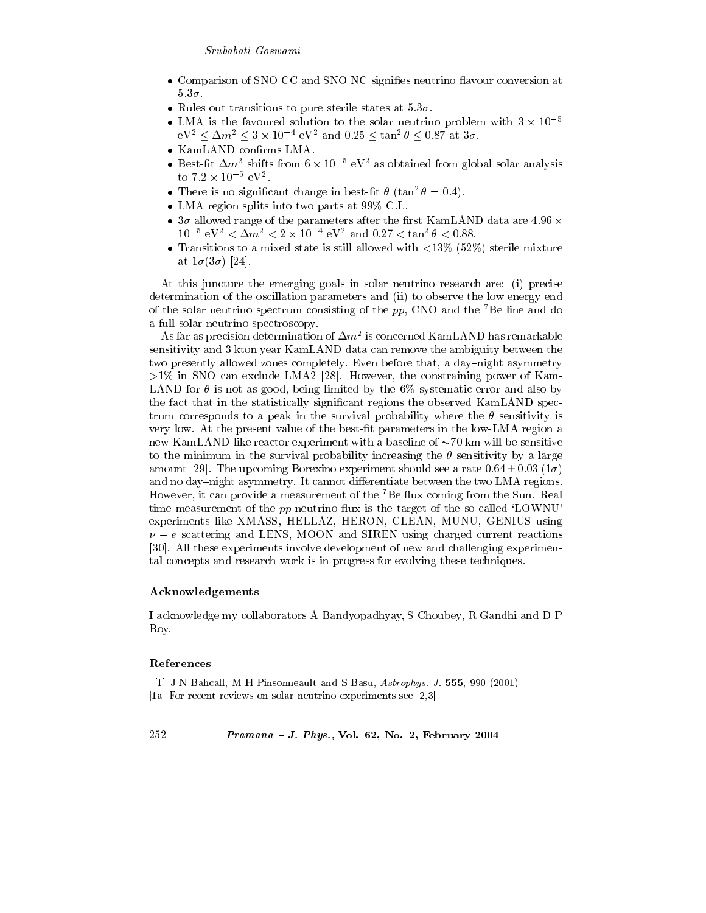- Comparison of SNO CC and SNO NC signifies neutrino flavour conversion at $5.3\sigma$.
- Rules out transitions to pure sterile states at $5.3\sigma$.
- LMA is the favoured solution to the solar neutrino problem with $3 \times 10^{-5}$ eV$^2$ $\leq \Delta m^2 \leq 3 \times 10^{-4}$ eV$^2$ and $0.25 \leq \tan^2\theta \leq 0.87$ at $3\sigma$.
- KamLAND confirms LMA.
- Best-fit $\Delta m^2$ shifts from $6 \times 10^{-5}$ eV$^2$ as obtained from global solar analysis to $7.2 \times 10^{-5}$ eV$^2$.
- There is no significant change in best-fit $\theta$ ($\tan^2\theta = 0.4$).
- LMA region splits into two parts at 99% C.L.
- $3\sigma$ allowed range of the parameters after the first KamLAND data are $4.96 \times 10^{-5}$ eV$^2$ $< \Delta m^2 < 2 \times 10^{-4}$ eV$^2$ and $0.27 < \tan^2\theta < 0.88$.
- Transitions to a mixed state is still allowed with <13% (52%) sterile mixture at $1\sigma(3\sigma)$ [24].

At this juncture the emerging goals in solar neutrino research are: (i) precise determination of the oscillation parameters and (ii) to observe the low energy end of the solar neutrino spectrum consisting of the $pp$, CNO and the $^7$Be line and do a full solar neutrino spectroscopy.

As far as precision determination of $\Delta m^2$ is concerned KamLAND has remarkable sensitivity and 3 kton year KamLAND data can remove the ambiguity between the two presently allowed zones completely. Even before that, a day–night asymmetry >1% in SNO can exclude LMA2 [28]. However, the constraining power of KamLAND for $\theta$ is not as good, being limited by the 6% systematic error and also by the fact that in the statistically significant regions the observed KamLAND spectrum corresponds to a peak in the survival probability where the $\theta$ sensitivity is very low. At the present value of the best-fit parameters in the low-LMA region a new KamLAND-like reactor experiment with a baseline of ~70 km will be sensitive to the minimum in the survival probability increasing the $\theta$ sensitivity by a large amount [29]. The upcoming Borexino experiment should see a rate $0.64 \pm 0.03$ ($1\sigma$) and no day–night asymmetry. It cannot differentiate between the two LMA regions. However, it can provide a measurement of the $^7$Be flux coming from the Sun. Real time measurement of the $pp$ neutrino flux is the target of the so-called 'LOWNU' experiments like XMASS, HELLAZ, HERON, CLEAN, MUNU, GENIUS using $\nu - e$ scattering and LENS, MOON and SIREN using charged current reactions [30]. All these experiments involve development of new and challenging experimental concepts and research work is in progress for evolving these techniques.

### Acknowledgements

I acknowledge my collaborators A Bandyopadhyay, S Choubey, R Gandhi and D P Roy.

### References

[1] J N Bahcall, M H Pinsonneault and S Basu, *Astrophys. J.* **555**, 990 (2001)

[1a] For recent reviews on solar neutrino experiments see [2,3]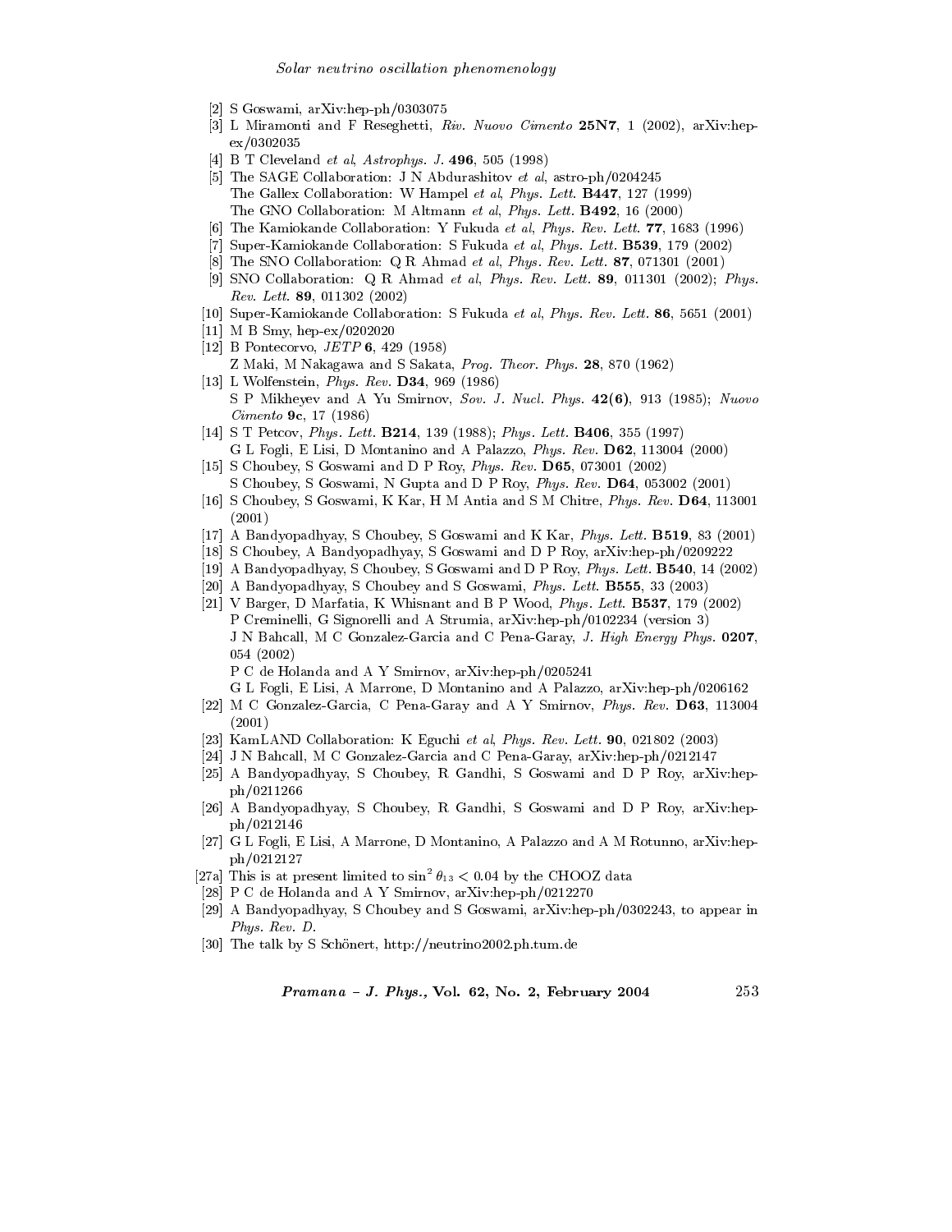[2] S Goswami, arXiv:hep-ph/0303075

[3] L Miramonti and F Reseghetti, *Riv. Nuovo Cimento* **25N7**, 1 (2002), arXiv:hep-ex/0302035

[4] B T Cleveland *et al*, *Astrophys. J.* **496**, 505 (1998)

[5] The SAGE Collaboration: J N Abdurashitov *et al*, astro-ph/0204245
The Gallex Collaboration: W Hampel *et al*, *Phys. Lett.* **B447**, 127 (1999)
The GNO Collaboration: M Altmann *et al*, *Phys. Lett.* **B492**, 16 (2000)

[6] The Kamiokande Collaboration: Y Fukuda *et al*, *Phys. Rev. Lett.* **77**, 1683 (1996)

[7] Super-Kamiokande Collaboration: S Fukuda *et al*, *Phys. Lett.* **B539**, 179 (2002)

[8] The SNO Collaboration: Q R Ahmad *et al*, *Phys. Rev. Lett.* **87**, 071301 (2001)

[9] SNO Collaboration: Q R Ahmad *et al*, *Phys. Rev. Lett.* **89**, 011301 (2002); *Phys. Rev. Lett.* **89**, 011302 (2002)

[10] Super-Kamiokande Collaboration: S Fukuda *et al*, *Phys. Rev. Lett.* **86**, 5651 (2001)

[11] M B Smy, hep-ex/0202020

[12] B Pontecorvo, *JETP* **6**, 429 (1958)
Z Maki, M Nakagawa and S Sakata, *Prog. Theor. Phys.* **28**, 870 (1962)

[13] L Wolfenstein, *Phys. Rev.* **D34**, 969 (1986)
S P Mikheyev and A Yu Smirnov, *Sov. J. Nucl. Phys.* **42(6)**, 913 (1985); *Nuovo Cimento* **9c**, 17 (1986)

[14] S T Petcov, *Phys. Lett.* **B214**, 139 (1988); *Phys. Lett.* **B406**, 355 (1997)
G L Fogli, E Lisi, D Montanino and A Palazzo, *Phys. Rev.* **D62**, 113004 (2000)

[15] S Choubey, S Goswami and D P Roy, *Phys. Rev.* **D65**, 073001 (2002)
S Choubey, S Goswami, N Gupta and D P Roy, *Phys. Rev.* **D64**, 053002 (2001)

[16] S Choubey, S Goswami, K Kar, H M Antia and S M Chitre, *Phys. Rev.* **D64**, 113001 (2001)

[17] A Bandyopadhyay, S Choubey, S Goswami and K Kar, *Phys. Lett.* **B519**, 83 (2001)

[18] S Choubey, A Bandyopadhyay, S Goswami and D P Roy, arXiv:hep-ph/0209222

[19] A Bandyopadhyay, S Choubey, S Goswami and D P Roy, *Phys. Lett.* **B540**, 14 (2002)

[20] A Bandyopadhyay, S Choubey and S Goswami, *Phys. Lett.* **B555**, 33 (2003)

[21] V Barger, D Marfatia, K Whisnant and B P Wood, *Phys. Lett.* **B537**, 179 (2002)
P Creminelli, G Signorelli and A Strumia, arXiv:hep-ph/0102234 (version 3)
J N Bahcall, M C Gonzalez-Garcia and C Pena-Garay, *J. High Energy Phys.* **0207**, 054 (2002)
P C de Holanda and A Y Smirnov, arXiv:hep-ph/0205241
G L Fogli, E Lisi, A Marrone, D Montanino and A Palazzo, arXiv:hep-ph/0206162

[22] M C Gonzalez-Garcia, C Pena-Garay and A Y Smirnov, *Phys. Rev.* **D63**, 113004 (2001)

[23] KamLAND Collaboration: K Eguchi *et al*, *Phys. Rev. Lett.* **90**, 021802 (2003)

[24] J N Bahcall, M C Gonzalez-Garcia and C Pena-Garay, arXiv:hep-ph/0212147

[25] A Bandyopadhyay, S Choubey, R Gandhi, S Goswami and D P Roy, arXiv:hep-ph/0211266

[26] A Bandyopadhyay, S Choubey, R Gandhi, S Goswami and D P Roy, arXiv:hep-ph/0212146

[27] G L Fogli, E Lisi, A Marrone, D Montanino, A Palazzo and A M Rotunno, arXiv:hep-ph/0212127

[27a] This is at present limited to $\sin^2\theta_{13} < 0.04$ by the CHOOZ data

[28] P C de Holanda and A Y Smirnov, arXiv:hep-ph/0212270

[29] A Bandyopadhyay, S Choubey and S Goswami, arXiv:hep-ph/0302243, to appear in *Phys. Rev. D*.

[30] The talk by S Schönert, http://neutrino2002.ph.tum.de